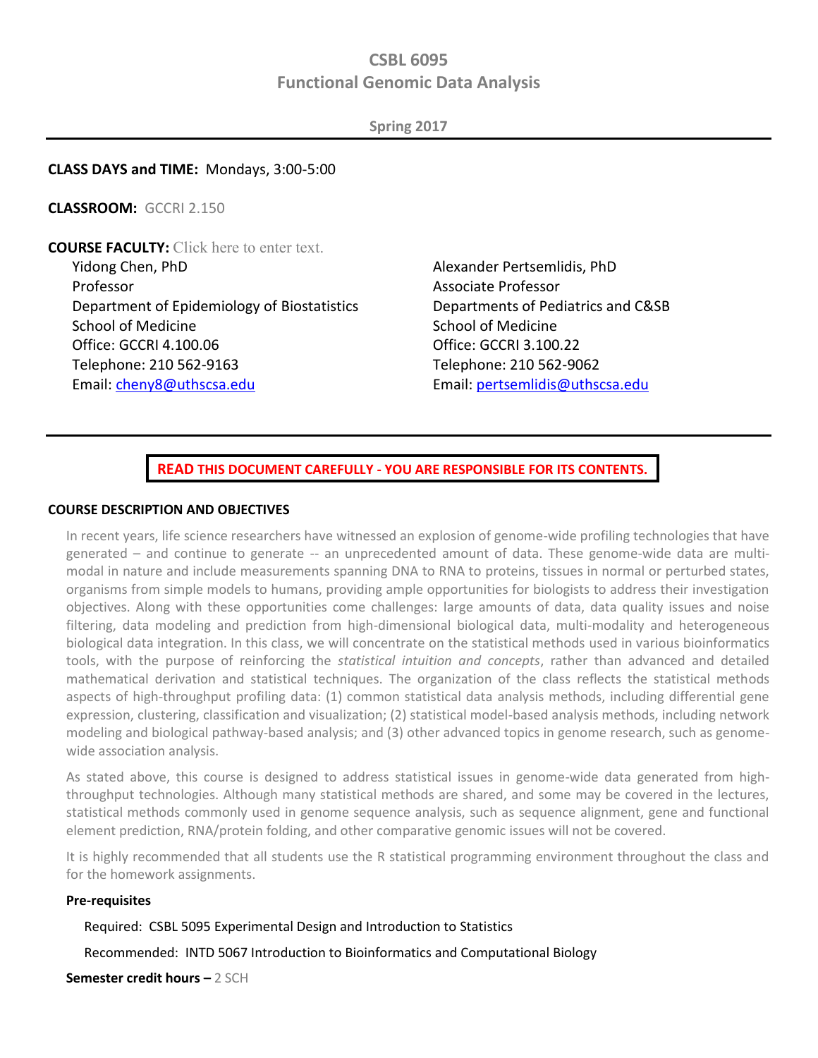# CSBL 6095
# Functional Genomic Data Analysis

**Spring 2017**

---

**CLASS DAYS and TIME:** Mondays, 3:00-5:00

**CLASSROOM:** GCCRI 2.150

**COURSE FACULTY:** Click here to enter text.

Yidong Chen, PhD
Professor
Department of Epidemiology of Biostatistics
School of Medicine
Office: GCCRI 4.100.06
Telephone: 210 562-9163
Email: cheny8@uthscsa.edu

Alexander Pertsemlidis, PhD
Associate Professor
Departments of Pediatrics and C&SB
School of Medicine
Office: GCCRI 3.100.22
Telephone: 210 562-9062
Email: pertsemlidis@uthscsa.edu

---

**READ THIS DOCUMENT CAREFULLY - YOU ARE RESPONSIBLE FOR ITS CONTENTS.**

## COURSE DESCRIPTION AND OBJECTIVES

In recent years, life science researchers have witnessed an explosion of genome-wide profiling technologies that have generated – and continue to generate -- an unprecedented amount of data. These genome-wide data are multi-modal in nature and include measurements spanning DNA to RNA to proteins, tissues in normal or perturbed states, organisms from simple models to humans, providing ample opportunities for biologists to address their investigation objectives. Along with these opportunities come challenges: large amounts of data, data quality issues and noise filtering, data modeling and prediction from high-dimensional biological data, multi-modality and heterogeneous biological data integration. In this class, we will concentrate on the statistical methods used in various bioinformatics tools, with the purpose of reinforcing the *statistical intuition and concepts*, rather than advanced and detailed mathematical derivation and statistical techniques. The organization of the class reflects the statistical methods aspects of high-throughput profiling data: (1) common statistical data analysis methods, including differential gene expression, clustering, classification and visualization; (2) statistical model-based analysis methods, including network modeling and biological pathway-based analysis; and (3) other advanced topics in genome research, such as genome-wide association analysis.

As stated above, this course is designed to address statistical issues in genome-wide data generated from high-throughput technologies. Although many statistical methods are shared, and some may be covered in the lectures, statistical methods commonly used in genome sequence analysis, such as sequence alignment, gene and functional element prediction, RNA/protein folding, and other comparative genomic issues will not be covered.

It is highly recommended that all students use the R statistical programming environment throughout the class and for the homework assignments.

### Pre-requisites

Required: CSBL 5095 Experimental Design and Introduction to Statistics

Recommended: INTD 5067 Introduction to Bioinformatics and Computational Biology

**Semester credit hours –** 2 SCH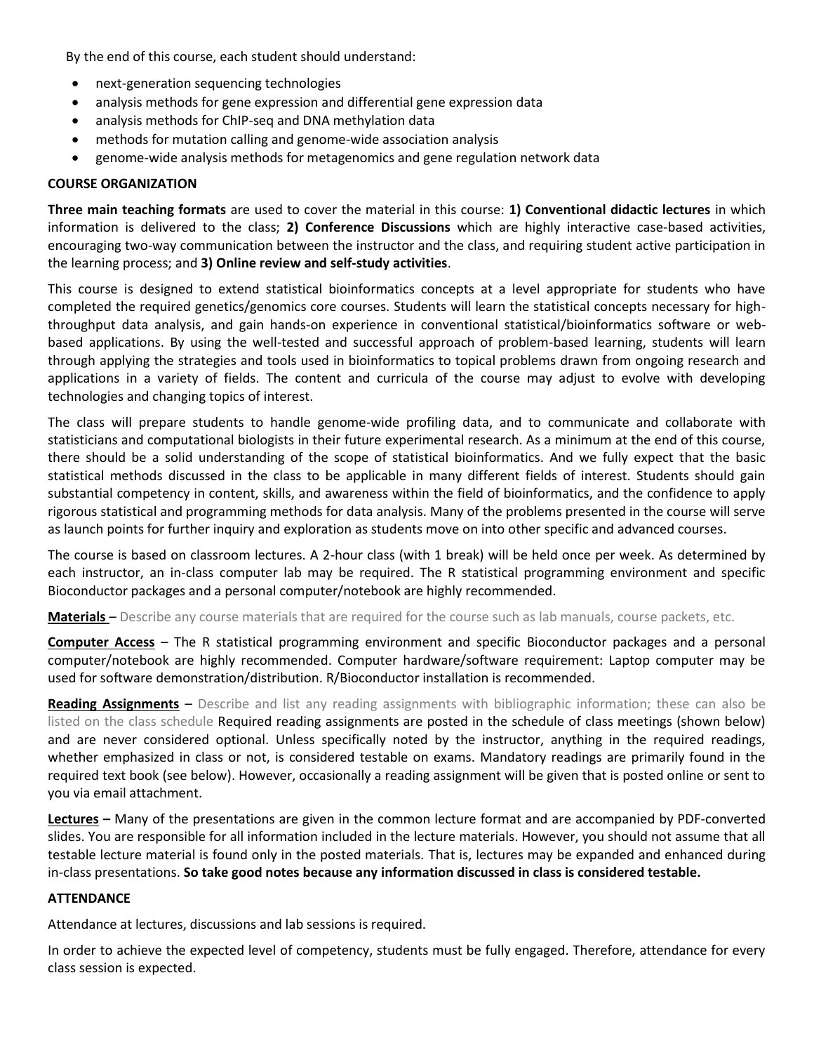By the end of this course, each student should understand:

- next-generation sequencing technologies
- analysis methods for gene expression and differential gene expression data
- analysis methods for ChIP-seq and DNA methylation data
- methods for mutation calling and genome-wide association analysis
- genome-wide analysis methods for metagenomics and gene regulation network data

## COURSE ORGANIZATION

**Three main teaching formats** are used to cover the material in this course: **1) Conventional didactic lectures** in which information is delivered to the class; **2) Conference Discussions** which are highly interactive case-based activities, encouraging two-way communication between the instructor and the class, and requiring student active participation in the learning process; and **3) Online review and self-study activities**.

This course is designed to extend statistical bioinformatics concepts at a level appropriate for students who have completed the required genetics/genomics core courses. Students will learn the statistical concepts necessary for high-throughput data analysis, and gain hands-on experience in conventional statistical/bioinformatics software or web-based applications. By using the well-tested and successful approach of problem-based learning, students will learn through applying the strategies and tools used in bioinformatics to topical problems drawn from ongoing research and applications in a variety of fields. The content and curricula of the course may adjust to evolve with developing technologies and changing topics of interest.

The class will prepare students to handle genome-wide profiling data, and to communicate and collaborate with statisticians and computational biologists in their future experimental research. As a minimum at the end of this course, there should be a solid understanding of the scope of statistical bioinformatics. And we fully expect that the basic statistical methods discussed in the class to be applicable in many different fields of interest. Students should gain substantial competency in content, skills, and awareness within the field of bioinformatics, and the confidence to apply rigorous statistical and programming methods for data analysis. Many of the problems presented in the course will serve as launch points for further inquiry and exploration as students move on into other specific and advanced courses.

The course is based on classroom lectures. A 2-hour class (with 1 break) will be held once per week. As determined by each instructor, an in-class computer lab may be required. The R statistical programming environment and specific Bioconductor packages and a personal computer/notebook are highly recommended.

**Materials** – Describe any course materials that are required for the course such as lab manuals, course packets, etc.

**Computer Access** – The R statistical programming environment and specific Bioconductor packages and a personal computer/notebook are highly recommended. Computer hardware/software requirement: Laptop computer may be used for software demonstration/distribution. R/Bioconductor installation is recommended.

**Reading Assignments** – Describe and list any reading assignments with bibliographic information; these can also be listed on the class schedule Required reading assignments are posted in the schedule of class meetings (shown below) and are never considered optional. Unless specifically noted by the instructor, anything in the required readings, whether emphasized in class or not, is considered testable on exams. Mandatory readings are primarily found in the required text book (see below). However, occasionally a reading assignment will be given that is posted online or sent to you via email attachment.

**Lectures –** Many of the presentations are given in the common lecture format and are accompanied by PDF-converted slides. You are responsible for all information included in the lecture materials. However, you should not assume that all testable lecture material is found only in the posted materials. That is, lectures may be expanded and enhanced during in-class presentations. **So take good notes because any information discussed in class is considered testable.**

## ATTENDANCE

Attendance at lectures, discussions and lab sessions is required.

In order to achieve the expected level of competency, students must be fully engaged. Therefore, attendance for every class session is expected.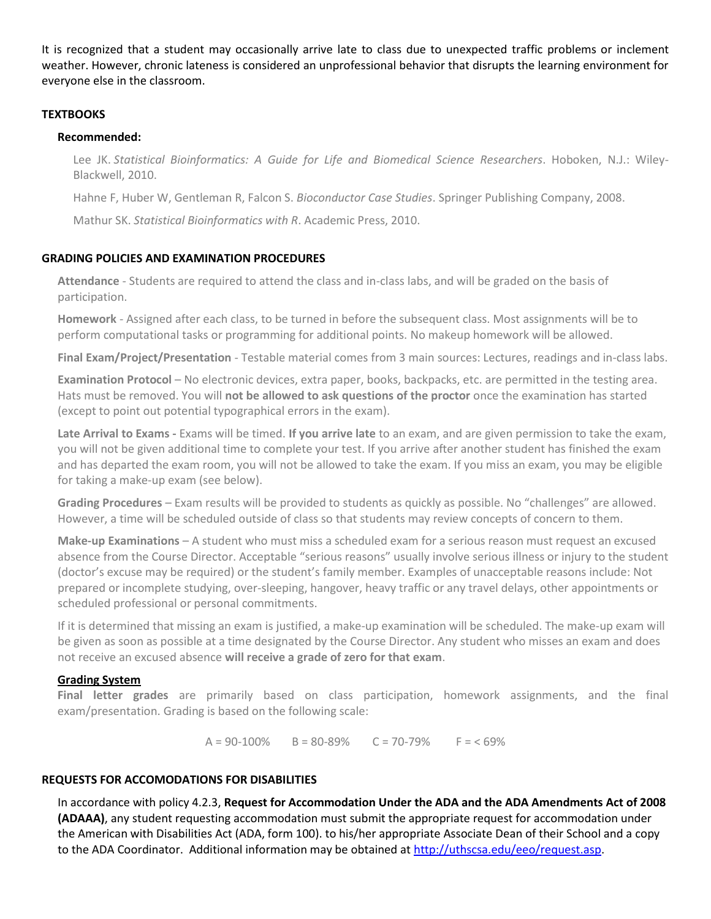It is recognized that a student may occasionally arrive late to class due to unexpected traffic problems or inclement weather. However, chronic lateness is considered an unprofessional behavior that disrupts the learning environment for everyone else in the classroom.

## TEXTBOOKS

### Recommended:

Lee JK. *Statistical Bioinformatics: A Guide for Life and Biomedical Science Researchers*. Hoboken, N.J.: Wiley-Blackwell, 2010.

Hahne F, Huber W, Gentleman R, Falcon S. *Bioconductor Case Studies*. Springer Publishing Company, 2008.

Mathur SK. *Statistical Bioinformatics with R*. Academic Press, 2010.

## GRADING POLICIES AND EXAMINATION PROCEDURES

**Attendance** - Students are required to attend the class and in-class labs, and will be graded on the basis of participation.

**Homework** - Assigned after each class, to be turned in before the subsequent class. Most assignments will be to perform computational tasks or programming for additional points. No makeup homework will be allowed.

**Final Exam/Project/Presentation** - Testable material comes from 3 main sources: Lectures, readings and in-class labs.

**Examination Protocol** – No electronic devices, extra paper, books, backpacks, etc. are permitted in the testing area. Hats must be removed. You will **not be allowed to ask questions of the proctor** once the examination has started (except to point out potential typographical errors in the exam).

**Late Arrival to Exams -** Exams will be timed. **If you arrive late** to an exam, and are given permission to take the exam, you will not be given additional time to complete your test. If you arrive after another student has finished the exam and has departed the exam room, you will not be allowed to take the exam. If you miss an exam, you may be eligible for taking a make-up exam (see below).

**Grading Procedures** – Exam results will be provided to students as quickly as possible. No "challenges" are allowed. However, a time will be scheduled outside of class so that students may review concepts of concern to them.

**Make-up Examinations** – A student who must miss a scheduled exam for a serious reason must request an excused absence from the Course Director. Acceptable "serious reasons" usually involve serious illness or injury to the student (doctor's excuse may be required) or the student's family member. Examples of unacceptable reasons include: Not prepared or incomplete studying, over-sleeping, hangover, heavy traffic or any travel delays, other appointments or scheduled professional or personal commitments.

If it is determined that missing an exam is justified, a make-up examination will be scheduled. The make-up exam will be given as soon as possible at a time designated by the Course Director. Any student who misses an exam and does not receive an excused absence **will receive a grade of zero for that exam**.

### Grading System

**Final letter grades** are primarily based on class participation, homework assignments, and the final exam/presentation. Grading is based on the following scale:

A = 90-100%  B = 80-89%  C = 70-79%  F = < 69%

## REQUESTS FOR ACCOMODATIONS FOR DISABILITIES

In accordance with policy 4.2.3, **Request for Accommodation Under the ADA and the ADA Amendments Act of 2008 (ADAAA)**, any student requesting accommodation must submit the appropriate request for accommodation under the American with Disabilities Act (ADA, form 100). to his/her appropriate Associate Dean of their School and a copy to the ADA Coordinator. Additional information may be obtained at [http://uthscsa.edu/eeo/request.asp](http://uthscsa.edu/eeo/request.asp).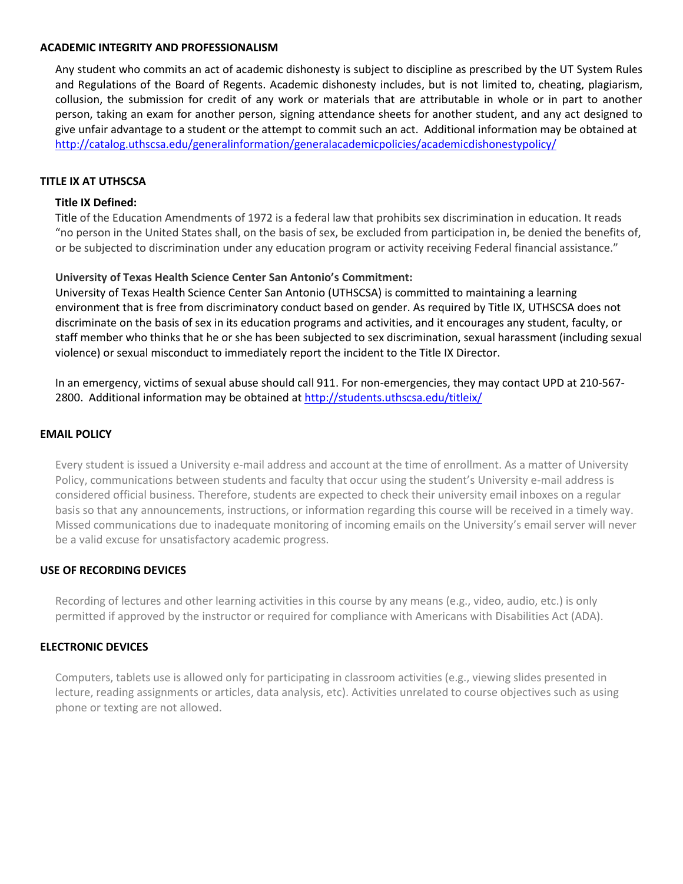## ACADEMIC INTEGRITY AND PROFESSIONALISM

Any student who commits an act of academic dishonesty is subject to discipline as prescribed by the UT System Rules and Regulations of the Board of Regents. Academic dishonesty includes, but is not limited to, cheating, plagiarism, collusion, the submission for credit of any work or materials that are attributable in whole or in part to another person, taking an exam for another person, signing attendance sheets for another student, and any act designed to give unfair advantage to a student or the attempt to commit such an act. Additional information may be obtained at http://catalog.uthscsa.edu/generalinformation/generalacademicpolicies/academicdishonestypolicy/

## TITLE IX AT UTHSCSA

### Title IX Defined:

Title of the Education Amendments of 1972 is a federal law that prohibits sex discrimination in education. It reads "no person in the United States shall, on the basis of sex, be excluded from participation in, be denied the benefits of, or be subjected to discrimination under any education program or activity receiving Federal financial assistance."

### University of Texas Health Science Center San Antonio's Commitment:

University of Texas Health Science Center San Antonio (UTHSCSA) is committed to maintaining a learning environment that is free from discriminatory conduct based on gender. As required by Title IX, UTHSCSA does not discriminate on the basis of sex in its education programs and activities, and it encourages any student, faculty, or staff member who thinks that he or she has been subjected to sex discrimination, sexual harassment (including sexual violence) or sexual misconduct to immediately report the incident to the Title IX Director.

In an emergency, victims of sexual abuse should call 911. For non-emergencies, they may contact UPD at 210-567-2800. Additional information may be obtained at http://students.uthscsa.edu/titleix/

## EMAIL POLICY

Every student is issued a University e-mail address and account at the time of enrollment. As a matter of University Policy, communications between students and faculty that occur using the student's University e-mail address is considered official business. Therefore, students are expected to check their university email inboxes on a regular basis so that any announcements, instructions, or information regarding this course will be received in a timely way. Missed communications due to inadequate monitoring of incoming emails on the University's email server will never be a valid excuse for unsatisfactory academic progress.

## USE OF RECORDING DEVICES

Recording of lectures and other learning activities in this course by any means (e.g., video, audio, etc.) is only permitted if approved by the instructor or required for compliance with Americans with Disabilities Act (ADA).

## ELECTRONIC DEVICES

Computers, tablets use is allowed only for participating in classroom activities (e.g., viewing slides presented in lecture, reading assignments or articles, data analysis, etc). Activities unrelated to course objectives such as using phone or texting are not allowed.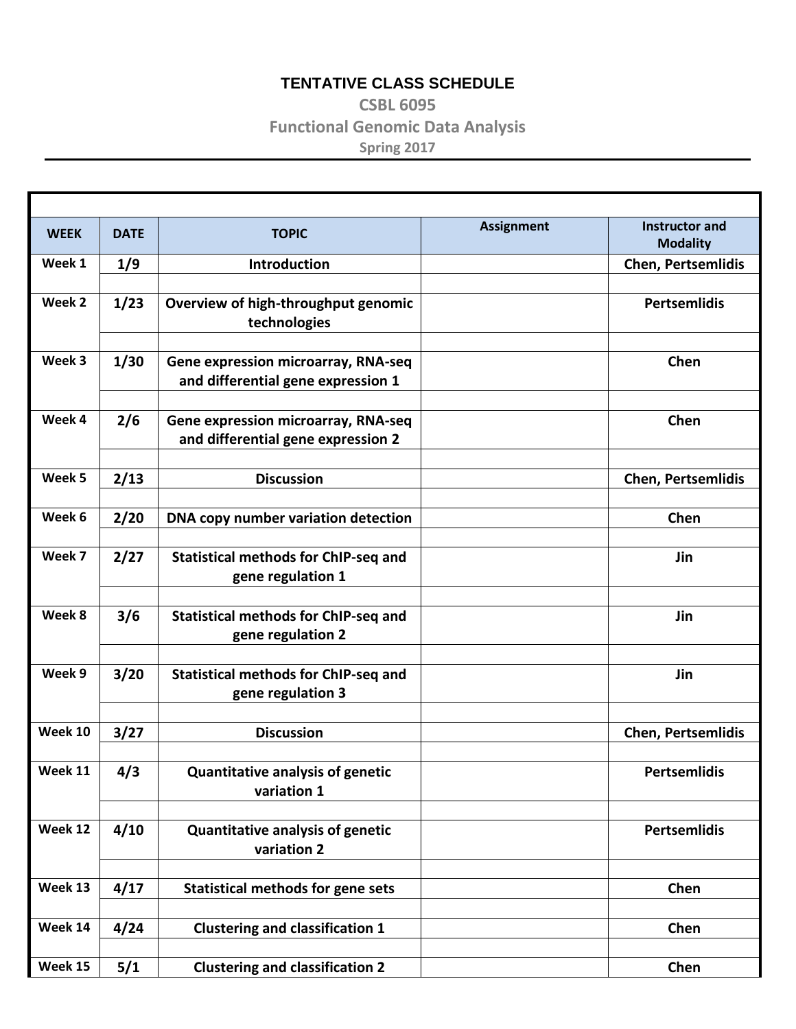# TENTATIVE CLASS SCHEDULE

## CSBL 6095

## Functional Genomic Data Analysis

### Spring 2017

| WEEK | DATE | TOPIC | Assignment | Instructor and Modality |
|---|---|---|---|---|
| Week 1 | 1/9 | Introduction | | Chen, Pertsemlidis |
| Week 2 | 1/23 | Overview of high-throughput genomic technologies | | Pertsemlidis |
| Week 3 | 1/30 | Gene expression microarray, RNA-seq and differential gene expression 1 | | Chen |
| Week 4 | 2/6 | Gene expression microarray, RNA-seq and differential gene expression 2 | | Chen |
| Week 5 | 2/13 | Discussion | | Chen, Pertsemlidis |
| Week 6 | 2/20 | DNA copy number variation detection | | Chen |
| Week 7 | 2/27 | Statistical methods for ChIP-seq and gene regulation 1 | | Jin |
| Week 8 | 3/6 | Statistical methods for ChIP-seq and gene regulation 2 | | Jin |
| Week 9 | 3/20 | Statistical methods for ChIP-seq and gene regulation 3 | | Jin |
| Week 10 | 3/27 | Discussion | | Chen, Pertsemlidis |
| Week 11 | 4/3 | Quantitative analysis of genetic variation 1 | | Pertsemlidis |
| Week 12 | 4/10 | Quantitative analysis of genetic variation 2 | | Pertsemlidis |
| Week 13 | 4/17 | Statistical methods for gene sets | | Chen |
| Week 14 | 4/24 | Clustering and classification 1 | | Chen |
| Week 15 | 5/1 | Clustering and classification 2 | | Chen |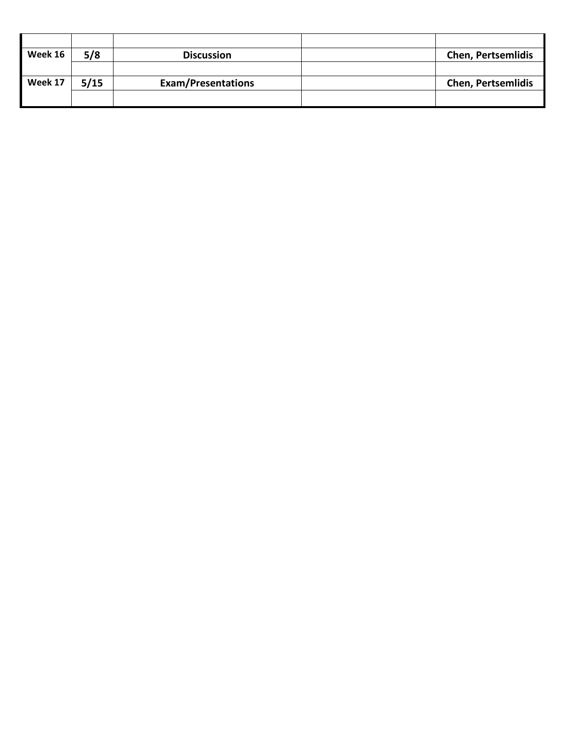| | | | | |
|---|---|---|---|---|
| | | | | |
| **Week 16** | **5/8** | **Discussion** | | **Chen, Pertsemlidis** |
| | | | | |
| **Week 17** | **5/15** | **Exam/Presentations** | | **Chen, Pertsemlidis** |
| | | | | |